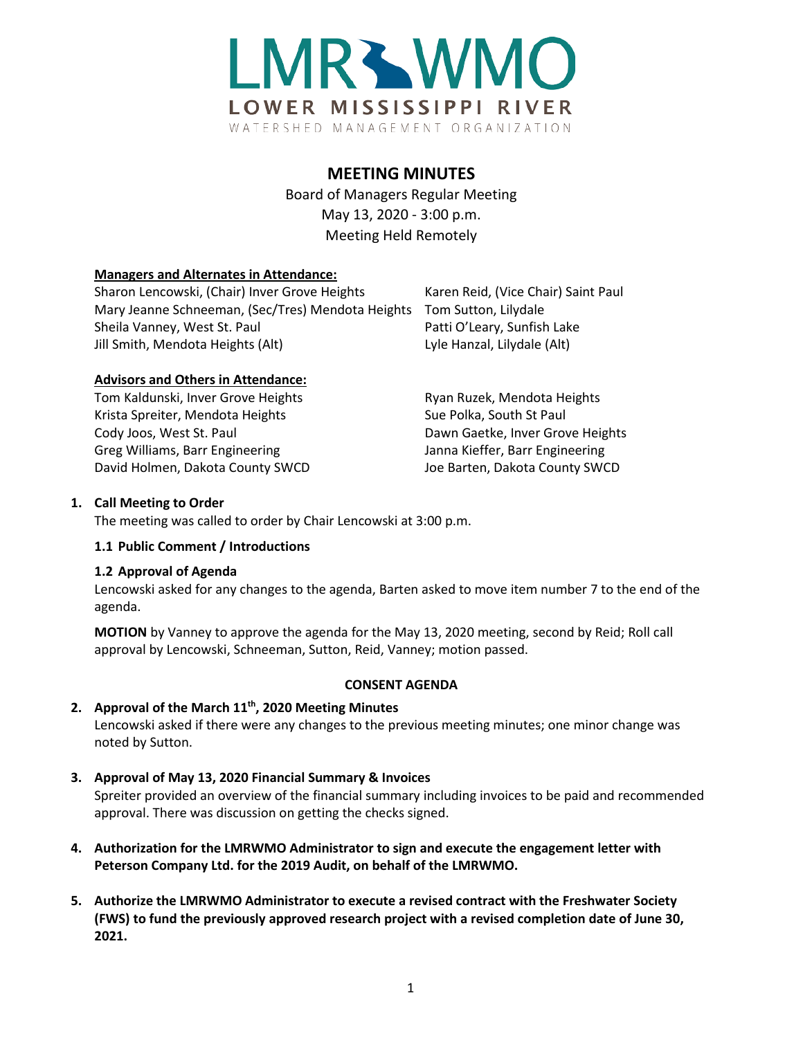# LMR WMO

LOWER MISSISSIPPI RIVER

WATERSHED MANAGEMENT ORGANIZATION

## MEETING MINUTES

Board of Managers Regular Meeting
May 13, 2020 - 3:00 p.m.
Meeting Held Remotely

**Managers and Alternates in Attendance:**

Sharon Lencowski, (Chair) Inver Grove Heights
Karen Reid, (Vice Chair) Saint Paul
Mary Jeanne Schneeman, (Sec/Tres) Mendota Heights
Tom Sutton, Lilydale
Sheila Vanney, West St. Paul
Patti O'Leary, Sunfish Lake
Jill Smith, Mendota Heights (Alt)
Lyle Hanzal, Lilydale (Alt)

**Advisors and Others in Attendance:**

Tom Kaldunski, Inver Grove Heights
Ryan Ruzek, Mendota Heights
Krista Spreiter, Mendota Heights
Sue Polka, South St Paul
Cody Joos, West St. Paul
Dawn Gaetke, Inver Grove Heights
Greg Williams, Barr Engineering
Janna Kieffer, Barr Engineering
David Holmen, Dakota County SWCD
Joe Barten, Dakota County SWCD

**1. Call Meeting to Order**

The meeting was called to order by Chair Lencowski at 3:00 p.m.

**1.1 Public Comment / Introductions**

**1.2 Approval of Agenda**

Lencowski asked for any changes to the agenda, Barten asked to move item number 7 to the end of the agenda.

**MOTION** by Vanney to approve the agenda for the May 13, 2020 meeting, second by Reid; Roll call approval by Lencowski, Schneeman, Sutton, Reid, Vanney; motion passed.

**CONSENT AGENDA**

**2. Approval of the March 11th, 2020 Meeting Minutes**

Lencowski asked if there were any changes to the previous meeting minutes; one minor change was noted by Sutton.

**3. Approval of May 13, 2020 Financial Summary & Invoices**

Spreiter provided an overview of the financial summary including invoices to be paid and recommended approval. There was discussion on getting the checks signed.

**4. Authorization for the LMRWMO Administrator to sign and execute the engagement letter with Peterson Company Ltd. for the 2019 Audit, on behalf of the LMRWMO.**

**5. Authorize the LMRWMO Administrator to execute a revised contract with the Freshwater Society (FWS) to fund the previously approved research project with a revised completion date of June 30, 2021.**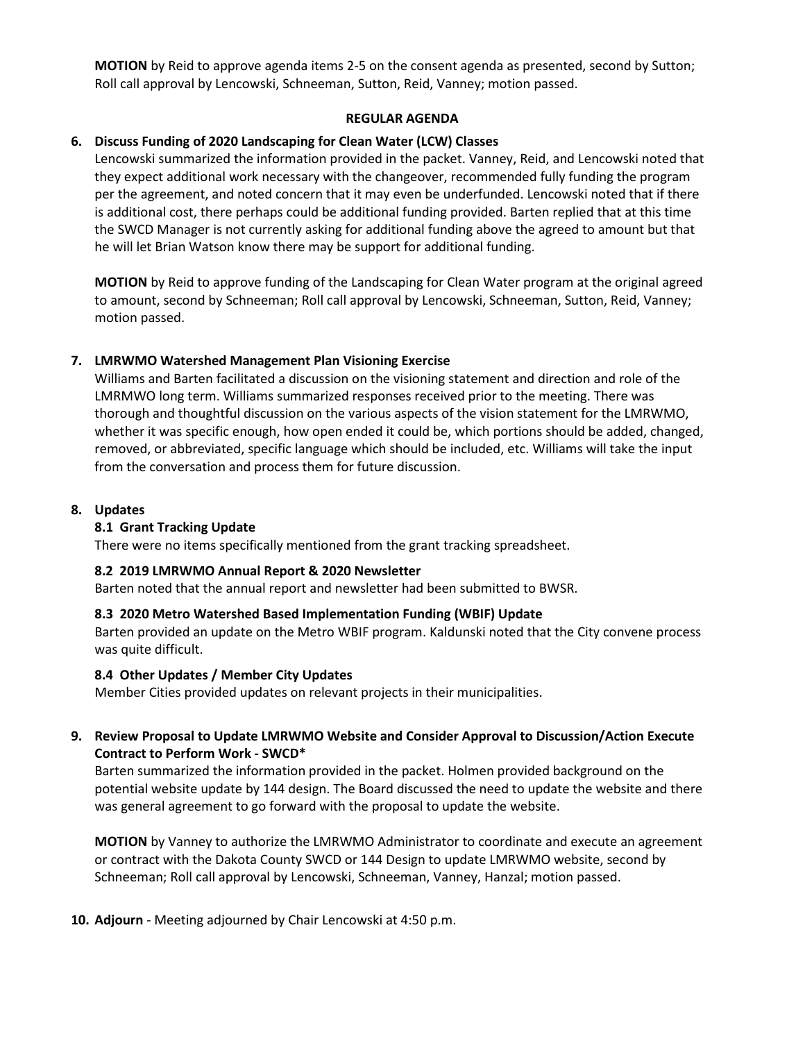**MOTION** by Reid to approve agenda items 2-5 on the consent agenda as presented, second by Sutton; Roll call approval by Lencowski, Schneeman, Sutton, Reid, Vanney; motion passed.

**REGULAR AGENDA**

6. **Discuss Funding of 2020 Landscaping for Clean Water (LCW) Classes**

   Lencowski summarized the information provided in the packet. Vanney, Reid, and Lencowski noted that they expect additional work necessary with the changeover, recommended fully funding the program per the agreement, and noted concern that it may even be underfunded. Lencowski noted that if there is additional cost, there perhaps could be additional funding provided. Barten replied that at this time the SWCD Manager is not currently asking for additional funding above the agreed to amount but that he will let Brian Watson know there may be support for additional funding.

   **MOTION** by Reid to approve funding of the Landscaping for Clean Water program at the original agreed to amount, second by Schneeman; Roll call approval by Lencowski, Schneeman, Sutton, Reid, Vanney; motion passed.

7. **LMRWMO Watershed Management Plan Visioning Exercise**

   Williams and Barten facilitated a discussion on the visioning statement and direction and role of the LMRMWO long term. Williams summarized responses received prior to the meeting. There was thorough and thoughtful discussion on the various aspects of the vision statement for the LMRWMO, whether it was specific enough, how open ended it could be, which portions should be added, changed, removed, or abbreviated, specific language which should be included, etc. Williams will take the input from the conversation and process them for future discussion.

8. **Updates**

   **8.1 Grant Tracking Update**

   There were no items specifically mentioned from the grant tracking spreadsheet.

   **8.2 2019 LMRWMO Annual Report & 2020 Newsletter**

   Barten noted that the annual report and newsletter had been submitted to BWSR.

   **8.3 2020 Metro Watershed Based Implementation Funding (WBIF) Update**

   Barten provided an update on the Metro WBIF program. Kaldunski noted that the City convene process was quite difficult.

   **8.4 Other Updates / Member City Updates**

   Member Cities provided updates on relevant projects in their municipalities.

9. **Review Proposal to Update LMRWMO Website and Consider Approval to Discussion/Action Execute Contract to Perform Work - SWCD***

   Barten summarized the information provided in the packet. Holmen provided background on the potential website update by 144 design. The Board discussed the need to update the website and there was general agreement to go forward with the proposal to update the website.

   **MOTION** by Vanney to authorize the LMRWMO Administrator to coordinate and execute an agreement or contract with the Dakota County SWCD or 144 Design to update LMRWMO website, second by Schneeman; Roll call approval by Lencowski, Schneeman, Vanney, Hanzal; motion passed.

10. **Adjourn** - Meeting adjourned by Chair Lencowski at 4:50 p.m.